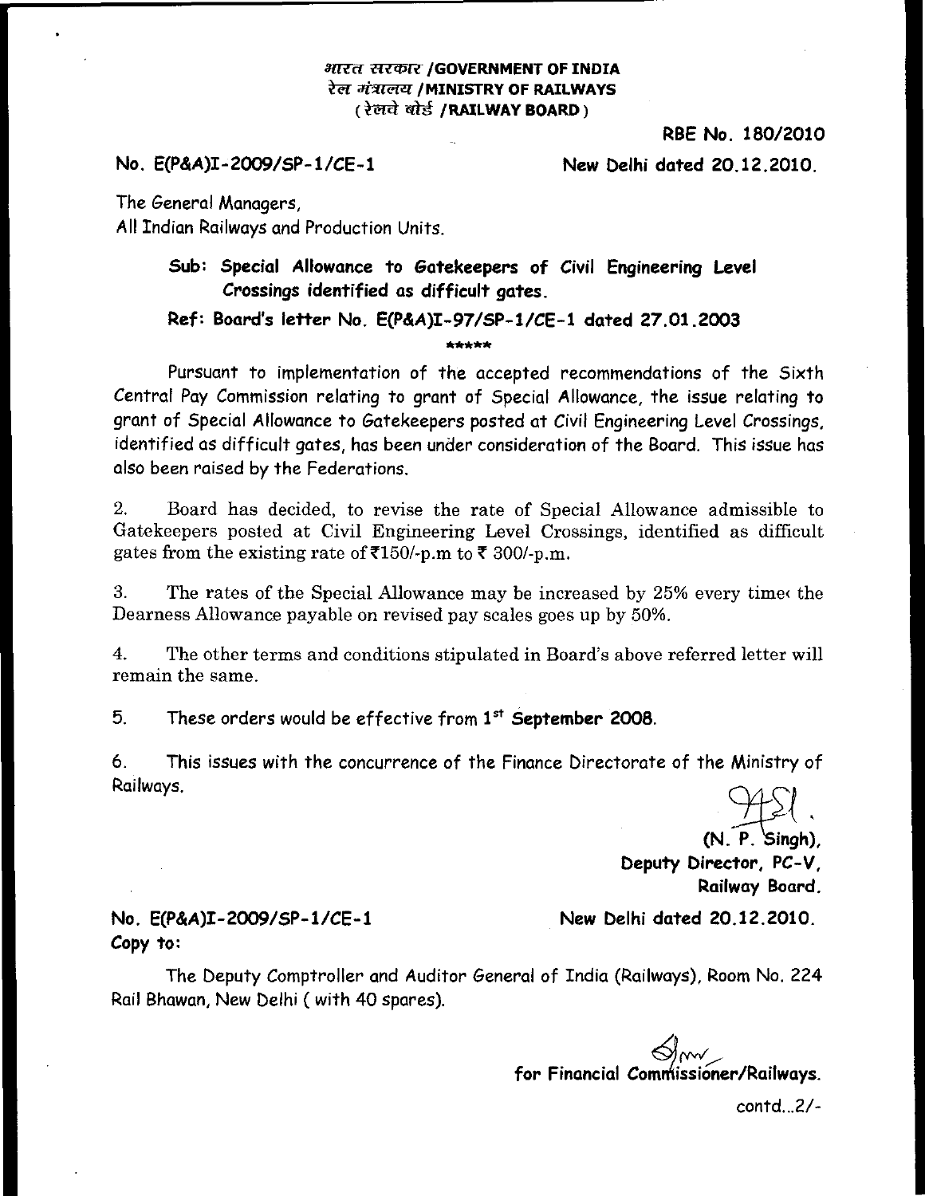भारत सरकार /GOVERNMENT OF INDIA
रेल मंत्रालय /MINISTRY OF RAILWAYS
( रेलवे बोर्ड /RAILWAY BOARD )

**RBE No. 180/2010**

**No. E(P&A)I-2009/SP-1/CE-1** **New Delhi dated 20.12.2010.**

The General Managers,
All Indian Railways and Production Units.

**Sub: Special Allowance to Gatekeepers of Civil Engineering Level Crossings identified as difficult gates.**

**Ref: Board's letter No. E(P&A)I-97/SP-1/CE-1 dated 27.01.2003**

\*\*\*\*\*

Pursuant to implementation of the accepted recommendations of the Sixth Central Pay Commission relating to grant of Special Allowance, the issue relating to grant of Special Allowance to Gatekeepers posted at Civil Engineering Level Crossings, identified as difficult gates, has been under consideration of the Board. This issue has also been raised by the Federations.

2. Board has decided, to revise the rate of Special Allowance admissible to Gatekeepers posted at Civil Engineering Level Crossings, identified as difficult gates from the existing rate of ₹150/-p.m to ₹ 300/-p.m.

3. The rates of the Special Allowance may be increased by 25% every time the Dearness Allowance payable on revised pay scales goes up by 50%.

4. The other terms and conditions stipulated in Board's above referred letter will remain the same.

5. These orders would be effective from 1st **September 2008**.

6. This issues with the concurrence of the Finance Directorate of the Ministry of Railways.

**(N. P. Singh),**
**Deputy Director, PC-V,**
**Railway Board.**

**No. E(P&A)I-2009/SP-1/CE-1** **New Delhi dated 20.12.2010.**
**Copy to:**

The Deputy Comptroller and Auditor General of India (Railways), Room No. 224 Rail Bhawan, New Delhi ( with 40 spares).

**for Financial Commissioner/Railways.**

contd...2/-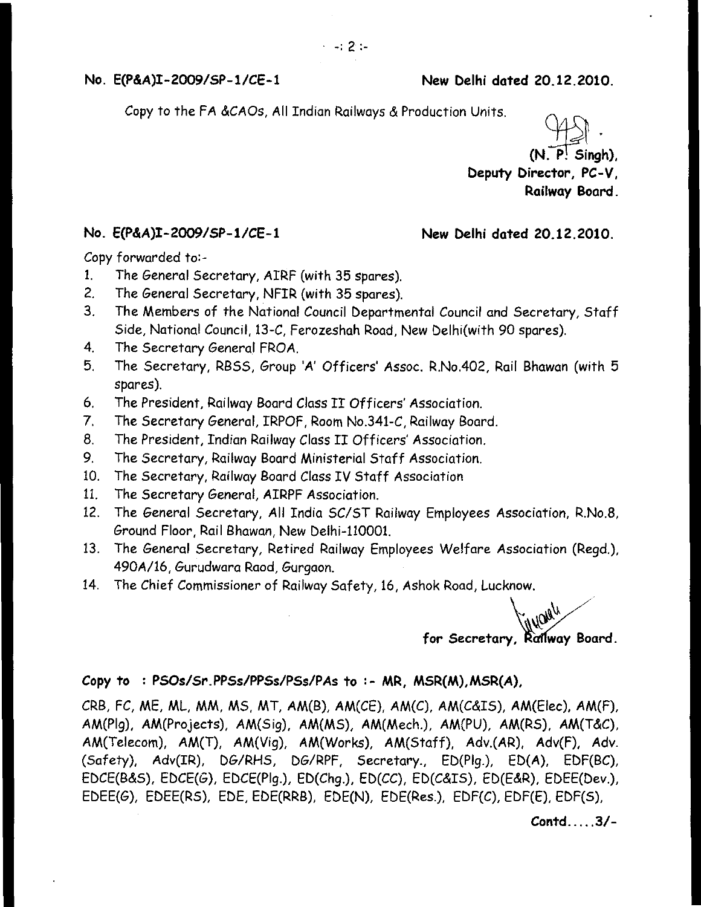No. E(P&A)I-2009/SP-1/CE-1 New Delhi dated 20.12.2010.

Copy to the FA &CAOs, All Indian Railways & Production Units.

(N. P. Singh),
Deputy Director, PC-V,
Railway Board.

No. E(P&A)I-2009/SP-1/CE-1 New Delhi dated 20.12.2010.

Copy forwarded to:-

1. The General Secretary, AIRF (with 35 spares).
2. The General Secretary, NFIR (with 35 spares).
3. The Members of the National Council Departmental Council and Secretary, Staff Side, National Council, 13-C, Ferozeshah Road, New Delhi(with 90 spares).
4. The Secretary General FROA.
5. The Secretary, RBSS, Group 'A' Officers' Assoc. R.No.402, Rail Bhawan (with 5 spares).
6. The President, Railway Board Class II Officers' Association.
7. The Secretary General, IRPOF, Room No.341-C, Railway Board.
8. The President, Indian Railway Class II Officers' Association.
9. The Secretary, Railway Board Ministerial Staff Association.
10. The Secretary, Railway Board Class IV Staff Association
11. The Secretary General, AIRPF Association.
12. The General Secretary, All India SC/ST Railway Employees Association, R.No.8, Ground Floor, Rail Bhawan, New Delhi-110001.
13. The General Secretary, Retired Railway Employees Welfare Association (Regd.), 490A/16, Gurudwara Raod, Gurgaon.
14. The Chief Commissioner of Railway Safety, 16, Ashok Road, Lucknow.

for Secretary, Railway Board.

**Copy to : PSOs/Sr.PPSs/PPSs/PSs/PAs to :- MR, MSR(M),MSR(A),**

CRB, FC, ME, ML, MM, MS, MT, AM(B), AM(CE), AM(C), AM(C&IS), AM(Elec), AM(F), AM(Plg), AM(Projects), AM(Sig), AM(MS), AM(Mech.), AM(PU), AM(RS), AM(T&C), AM(Telecom), AM(T), AM(Vig), AM(Works), AM(Staff), Adv.(AR), Adv(F), Adv. (Safety), Adv(IR), DG/RHS, DG/RPF, Secretary., ED(Plg.), ED(A), EDF(BC), EDCE(B&S), EDCE(G), EDCE(Plg.), ED(Chg.), ED(CC), ED(C&IS), ED(E&R), EDEE(Dev.), EDEE(G), EDEE(RS), EDE, EDE(RRB), EDE(N), EDE(Res.), EDF(C), EDF(E), EDF(S),

Contd.....3/-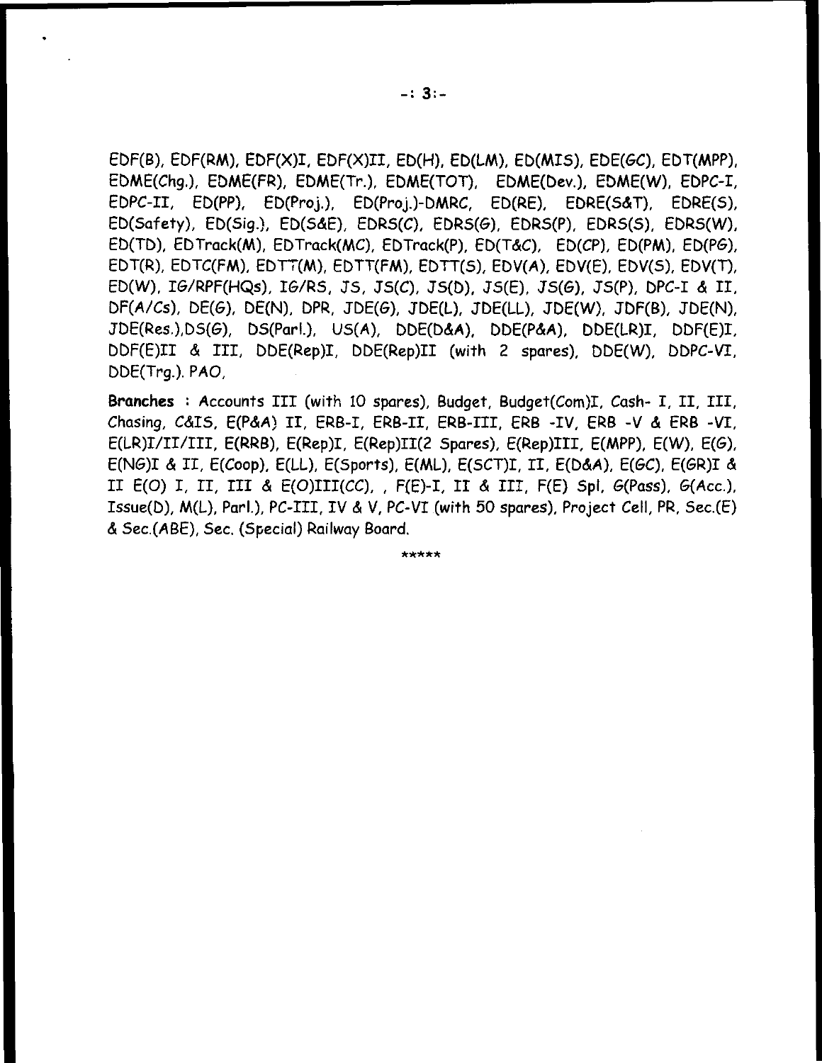EDF(B), EDF(RM), EDF(X)I, EDF(X)II, ED(H), ED(LM), ED(MIS), EDE(GC), EDT(MPP), EDME(Chg.), EDME(FR), EDME(Tr.), EDME(TOT), EDME(Dev.), EDME(W), EDPC-I, EDPC-II, ED(PP), ED(Proj.), ED(Proj.)-DMRC, ED(RE), EDRE(S&T), EDRE(S), ED(Safety), ED(Sig.), ED(S&E), EDRS(C), EDRS(G), EDRS(P), EDRS(S), EDRS(W), ED(TD), EDTrack(M), EDTrack(MC), EDTrack(P), ED(T&C), ED(CP), ED(PM), ED(PG), EDT(R), EDTC(FM), EDTT(M), EDTT(FM), EDTT(S), EDV(A), EDV(E), EDV(S), EDV(T), ED(W), IG/RPF(HQs), IG/RS, JS, JS(C), JS(D), JS(E), JS(G), JS(P), DPC-I & II, DF(A/Cs), DE(G), DE(N), DPR, JDE(G), JDE(L), JDE(LL), JDE(W), JDF(B), JDE(N), JDE(Res.),DS(G), DS(Parl.), US(A), DDE(D&A), DDE(P&A), DDE(LR)I, DDF(E)I, DDF(E)II & III, DDE(Rep)I, DDE(Rep)II (with 2 spares), DDE(W), DDPC-VI, DDE(Trg.). PAO,

**Branches** : Accounts III (with 10 spares), Budget, Budget(Com)I, Cash- I, II, III, Chasing, C&IS, E(P&A) II, ERB-I, ERB-II, ERB-III, ERB -IV, ERB -V & ERB -VI, E(LR)I/II/III, E(RRB), E(Rep)I, E(Rep)II(2 Spares), E(Rep)III, E(MPP), E(W), E(G), E(NG)I & II, E(Coop), E(LL), E(Sports), E(ML), E(SCT)I, II, E(D&A), E(GC), E(GR)I & II E(O) I, II, III & E(O)III(CC), , F(E)-I, II & III, F(E) Spl, G(Pass), G(Acc.), Issue(D), M(L), Parl.), PC-III, IV & V, PC-VI (with 50 spares), Project Cell, PR, Sec.(E) & Sec.(ABE), Sec. (Special) Railway Board.

*****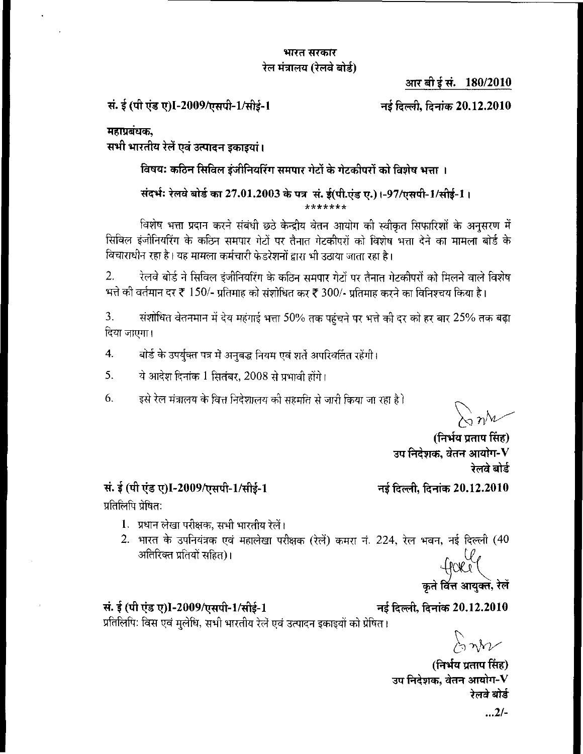भारत सरकार
रेल मंत्रालय (रेलवे बोर्ड)

**आर बी ई सं. 180/2010**

**सं. ई (पी एंड ए)I-2009/एसपी-1/सीई-1** **नई दिल्ली, दिनांक 20.12.2010**

**महाप्रबंधक,**
**सभी भारतीय रेलें एवं उत्पादन इकाइयां।**

**विषयः कठिन सिविल इंजीनियरिंग समपार गेटों के गेटकीपरों को विशेष भत्ता ।**

**संदर्भः रेलवे बोर्ड का 27.01.2003 के पत्र सं. ई(पी.एंड ए.)।-97/एसपी-1/सीई-1।**

*******

विशेष भत्ता प्रदान करने संबंधी छठे केन्द्रीय वेतन आयोग की स्वीकृत सिफारिशों के अनुसरण में सिविल इंजीनियरिंग के कठिन समपार गेटों पर तैनात गेटकीपरों को विशेष भत्ता देने का मामला बोर्ड के विचाराधीन रहा है। यह मामला कर्मचारी फेडरेशनों द्वारा भी उठाया जाता रहा है।

2. रेलवे बोर्ड ने सिविल इंजीनियरिंग के कठिन समपार गेटों पर तैनात गेटकीपरों को मिलने वाले विशेष भत्ते की वर्तमान दर ₹ 150/- प्रतिमाह को संशोधित कर ₹ 300/- प्रतिमाह करने का विनिश्चय किया है।

3. संशोधित वेतनमान में देय महंगाई भत्ता 50% तक पहुंचने पर भत्ते की दर को हर बार 25% तक बढ़ा दिया जाएगा।

4. बोर्ड के उपर्युक्त पत्र में अनुबद्ध नियम एवं शर्तें अपरिवर्तित रहेंगी।

5. ये आदेश दिनांक 1 सितंबर, 2008 से प्रभावी होंगे।

6. इसे रेल मंत्रालय के वित्त निदेशालय की सहमति से जारी किया जा रहा है।

**(निर्भय प्रताप सिंह)**
**उप निदेशक, वेतन आयोग-V**
**रेलवे बोर्ड**

**सं. ई (पी एंड ए)I-2009/एसपी-1/सीई-1** **नई दिल्ली, दिनांक 20.12.2010**

प्रतिलिपि प्रेषितः

1. प्रधान लेखा परीक्षक, सभी भारतीय रेलें।
2. भारत के उपनियंत्रक एवं महालेखा परीक्षक (रेलें) कमरा नं. 224, रेल भवन, नई दिल्ली (40 अतिरिक्त प्रतियों सहित)।

कृते वित्त आयुक्त, रेलें

**सं. ई (पी एंड ए)I-2009/एसपी-1/सीई-1** **नई दिल्ली, दिनांक 20.12.2010**

प्रतिलिपिः विस एवं मुलेधि, सभी भारतीय रेलें एवं उत्पादन इकाइयों को प्रेषित।

**(निर्भय प्रताप सिंह)**
**उप निदेशक, वेतन आयोग-V**
**रेलवे बोर्ड**

...2/-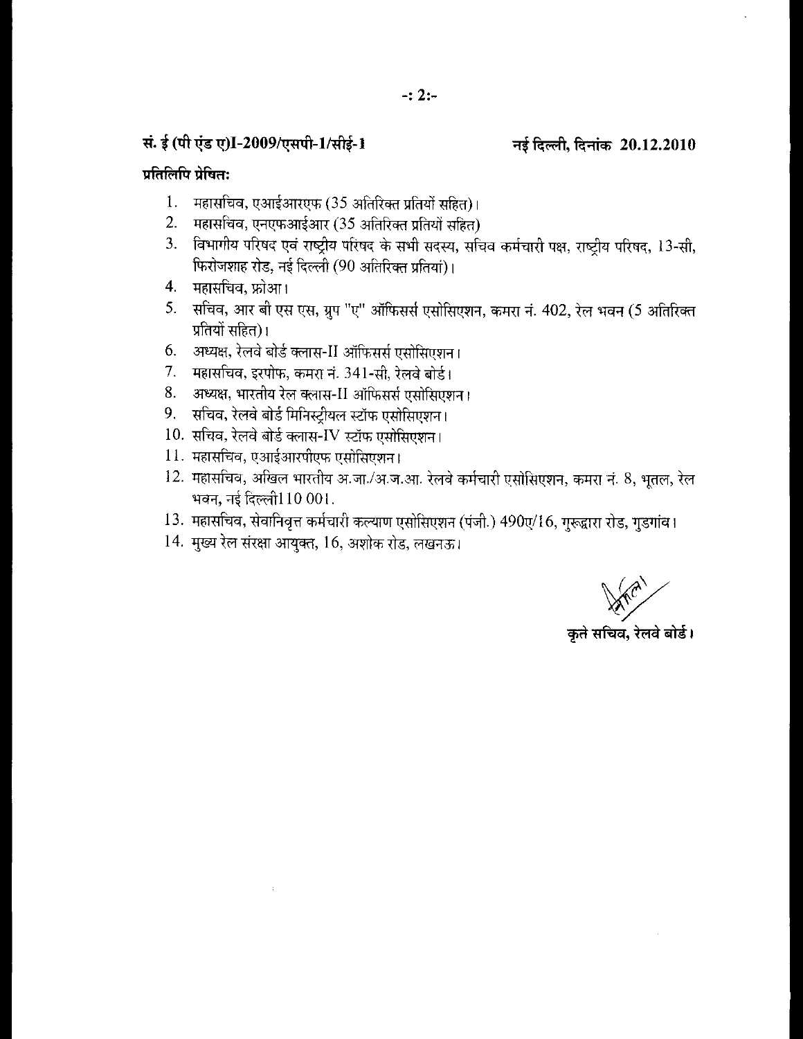**सं. ई (पी एंड ए)I-2009/एसपी-1/सीई-1** **नई दिल्ली, दिनांक 20.12.2010**

**प्रतिलिपि प्रेषितः**

1. महासचिव, एआईआरएफ (35 अतिरिक्त प्रतियों सहित)।
2. महासचिव, एनएफआईआर (35 अतिरिक्त प्रतियों सहित)
3. विभागीय परिषद एवं राष्ट्रीय परिषद के सभी सदस्य, सचिव कर्मचारी पक्ष, राष्ट्रीय परिषद, 13-सी, फिरोजशाह रोड, नई दिल्ली (90 अतिरिक्त प्रतियां)।
4. महासचिव, फ्रोआ।
5. सचिव, आर बी एस एस, ग्रुप "ए" ऑफिसर्स एसोसिएशन, कमरा नं. 402, रेल भवन (5 अतिरिक्त प्रतियों सहित)।
6. अध्यक्ष, रेलवे बोर्ड क्लास-II ऑफिसर्स एसोसिएशन।
7. महासचिव, इरपोफ, कमरा नं. 341-सी, रेलवे बोर्ड।
8. अध्यक्ष, भारतीय रेल क्लास-II ऑफिसर्स एसोसिएशन।
9. सचिव, रेलवे बोर्ड मिनिस्ट्रीयल स्टॉफ एसोसिएशन।
10. सचिव, रेलवे बोर्ड क्लास-IV स्टॉफ एसोसिएशन।
11. महासचिव, एआईआरपीएफ एसोसिएशन।
12. महासचिव, अखिल भारतीय अ.जा./अ.ज.आ. रेलवे कर्मचारी एसोसिएशन, कमरा नं. 8, भूतल, रेल भवन, नई दिल्ली110 001.
13. महासचिव, सेवानिवृत्त कर्मचारी कल्याण एसोसिएशन (पंजी.) 490ए/16, गुरूद्वारा रोड, गुडगांव।
14. मुख्य रेल संरक्षा आयुक्त, 16, अशोक रोड, लखनऊ।

**कृते सचिव, रेलवे बोर्ड।**